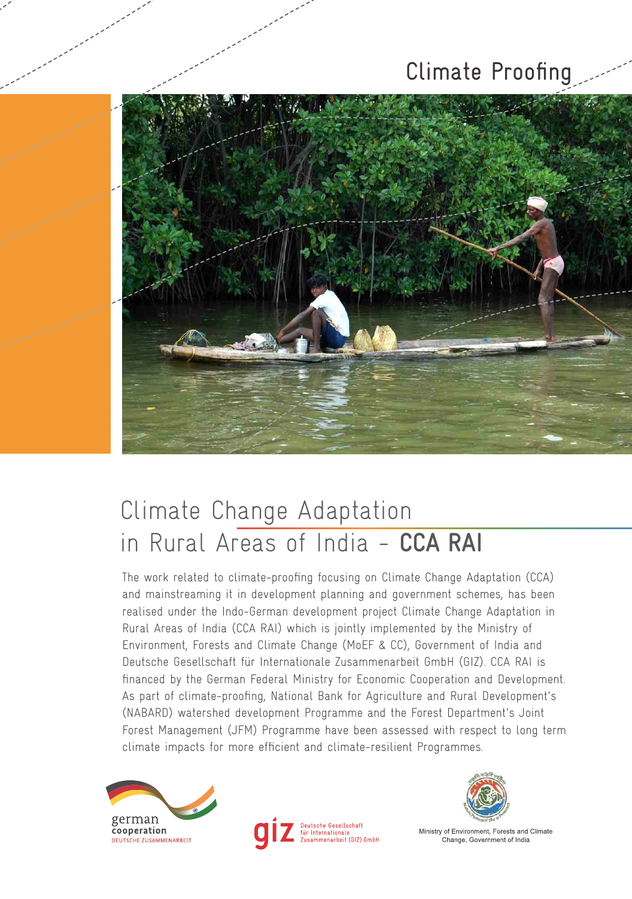Climate Proofing

# Climate Change Adaptation in Rural Areas of India - **CCA RAI**

The work related to climate-proofing focusing on Climate Change Adaptation (CCA) and mainstreaming it in development planning and government schemes, has been realised under the Indo-German development project Climate Change Adaptation in Rural Areas of India (CCA RAI) which is jointly implemented by the Ministry of Environment, Forests and Climate Change (MoEF & CC), Government of India and Deutsche Gesellschaft für Internationale Zusammenarbeit GmbH (GIZ). CCA RAI is financed by the German Federal Ministry for Economic Cooperation and Development. As part of climate-proofing, National Bank for Agriculture and Rural Development's (NABARD) watershed development Programme and the Forest Department's Joint Forest Management (JFM) Programme have been assessed with respect to long term climate impacts for more efficient and climate-resilient Programmes.

german cooperation
DEUTSCHE ZUSAMMENARBEIT

giz Deutsche Gesellschaft für Internationale Zusammenarbeit (GIZ) GmbH

Ministry of Environment, Forests and Climate Change, Government of India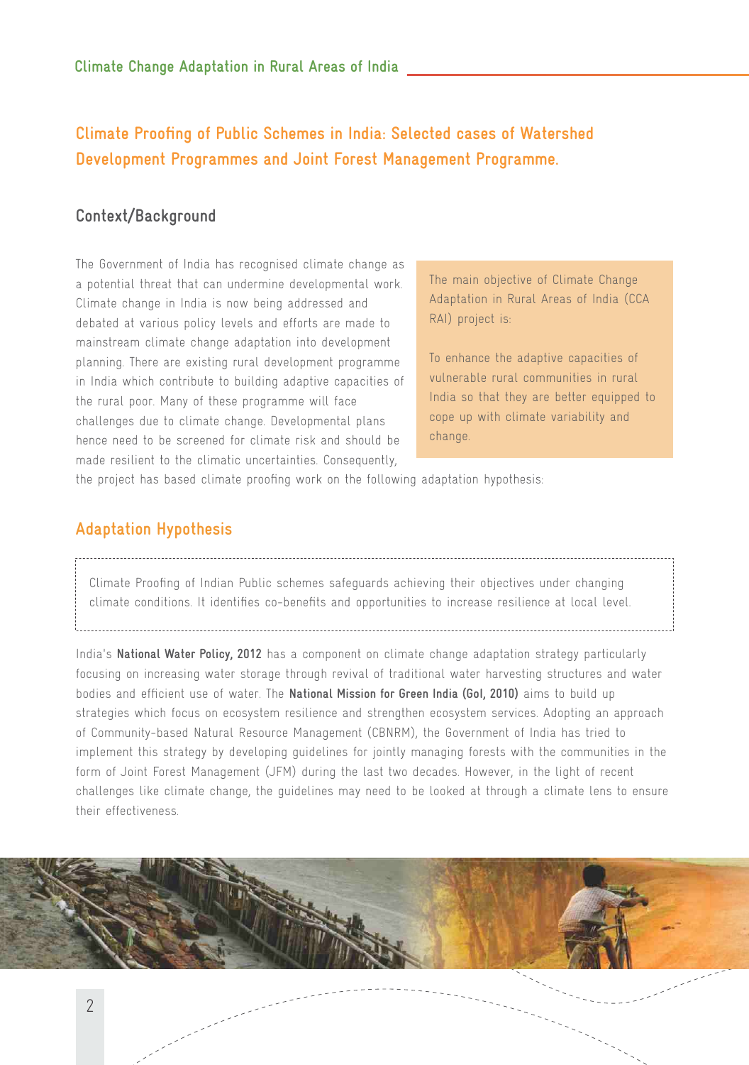## Climate Proofing of Public Schemes in India: Selected cases of Watershed Development Programmes and Joint Forest Management Programme.

### Context/Background

The Government of India has recognised climate change as a potential threat that can undermine developmental work. Climate change in India is now being addressed and debated at various policy levels and efforts are made to mainstream climate change adaptation into development planning. There are existing rural development programme in India which contribute to building adaptive capacities of the rural poor. Many of these programme will face challenges due to climate change. Developmental plans hence need to be screened for climate risk and should be made resilient to the climatic uncertainties. Consequently, the project has based climate proofing work on the following adaptation hypothesis:

> The main objective of Climate Change Adaptation in Rural Areas of India (CCA RAI) project is:
>
> To enhance the adaptive capacities of vulnerable rural communities in rural India so that they are better equipped to cope up with climate variability and change.

### Adaptation Hypothesis

> Climate Proofing of Indian Public schemes safeguards achieving their objectives under changing climate conditions. It identifies co-benefits and opportunities to increase resilience at local level.

India's **National Water Policy, 2012** has a component on climate change adaptation strategy particularly focusing on increasing water storage through revival of traditional water harvesting structures and water bodies and efficient use of water. The **National Mission for Green India (GoI, 2010)** aims to build up strategies which focus on ecosystem resilience and strengthen ecosystem services. Adopting an approach of Community-based Natural Resource Management (CBNRM), the Government of India has tried to implement this strategy by developing guidelines for jointly managing forests with the communities in the form of Joint Forest Management (JFM) during the last two decades. However, in the light of recent challenges like climate change, the guidelines may need to be looked at through a climate lens to ensure their effectiveness.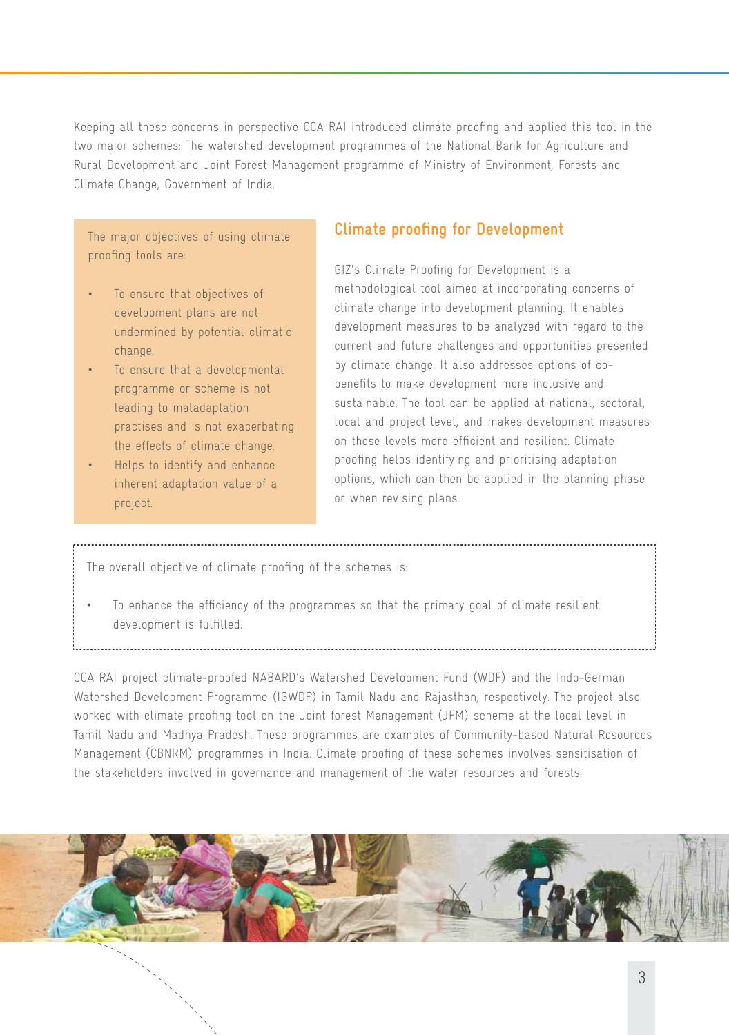Keeping all these concerns in perspective CCA RAI introduced climate proofing and applied this tool in the two major schemes: The watershed development programmes of the National Bank for Agriculture and Rural Development and Joint Forest Management programme of Ministry of Environment, Forests and Climate Change, Government of India.

The major objectives of using climate proofing tools are:

- To ensure that objectives of development plans are not undermined by potential climatic change.
- To ensure that a developmental programme or scheme is not leading to maladaptation practises and is not exacerbating the effects of climate change.
- Helps to identify and enhance inherent adaptation value of a project.

## Climate proofing for Development

GIZ's Climate Proofing for Development is a methodological tool aimed at incorporating concerns of climate change into development planning. It enables development measures to be analyzed with regard to the current and future challenges and opportunities presented by climate change. It also addresses options of co-benefits to make development more inclusive and sustainable. The tool can be applied at national, sectoral, local and project level, and makes development measures on these levels more efficient and resilient. Climate proofing helps identifying and prioritising adaptation options, which can then be applied in the planning phase or when revising plans.

The overall objective of climate proofing of the schemes is:

- To enhance the efficiency of the programmes so that the primary goal of climate resilient development is fulfilled.

CCA RAI project climate-proofed NABARD's Watershed Development Fund (WDF) and the Indo-German Watershed Development Programme (IGWDP) in Tamil Nadu and Rajasthan, respectively. The project also worked with climate proofing tool on the Joint forest Management (JFM) scheme at the local level in Tamil Nadu and Madhya Pradesh. These programmes are examples of Community-based Natural Resources Management (CBNRM) programmes in India. Climate proofing of these schemes involves sensitisation of the stakeholders involved in governance and management of the water resources and forests.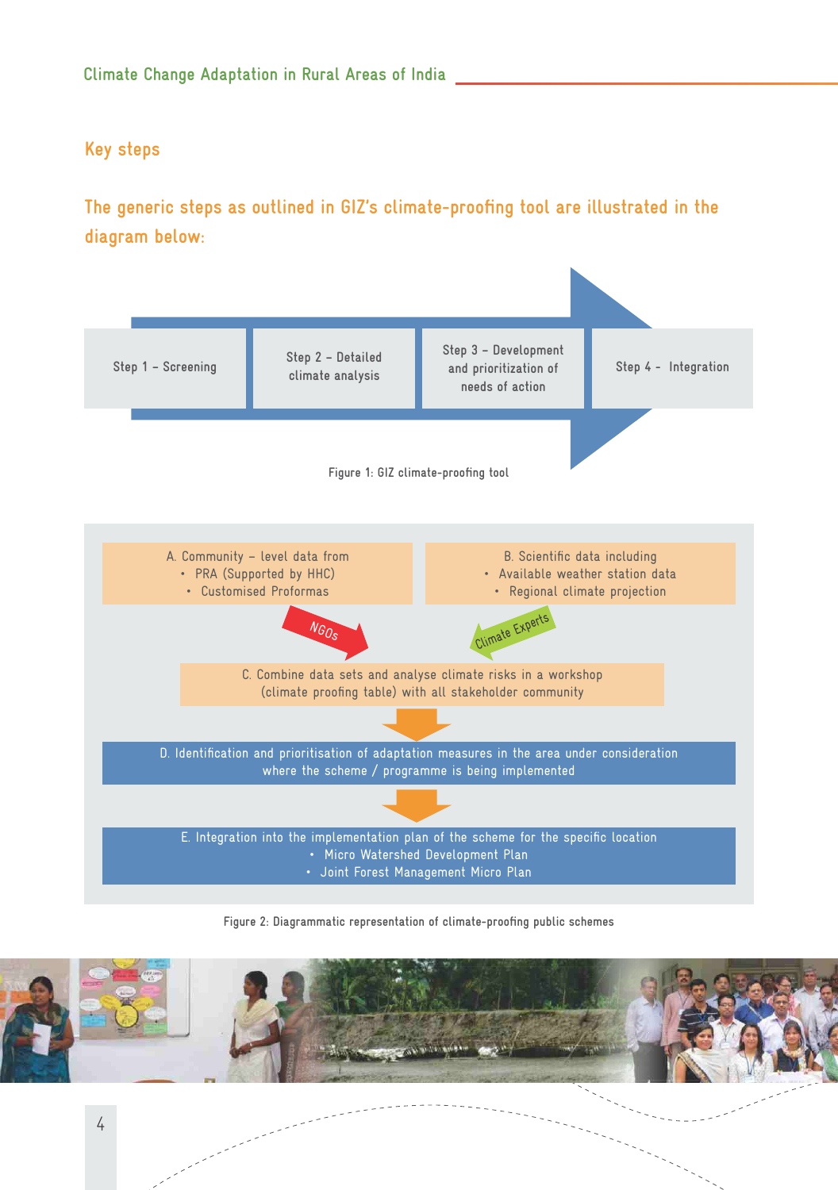## Key steps

**The generic steps as outlined in GIZ's climate-proofing tool are illustrated in the diagram below:**

Step 1 – Screening → Step 2 – Detailed climate analysis → Step 3 – Development and prioritization of needs of action → Step 4 – Integration

Figure 1: GIZ climate-proofing tool

A. Community – level data from
- PRA (Supported by HHC)
- Customised Proformas

B. Scientific data including
- Available weather station data
- Regional climate projection

NGOs → C. ← Climate Experts

C. Combine data sets and analyse climate risks in a workshop (climate proofing table) with all stakeholder community

↓

D. Identification and prioritisation of adaptation measures in the area under consideration where the scheme / programme is being implemented

↓

E. Integration into the implementation plan of the scheme for the specific location
- Micro Watershed Development Plan
- Joint Forest Management Micro Plan

Figure 2: Diagrammatic representation of climate-proofing public schemes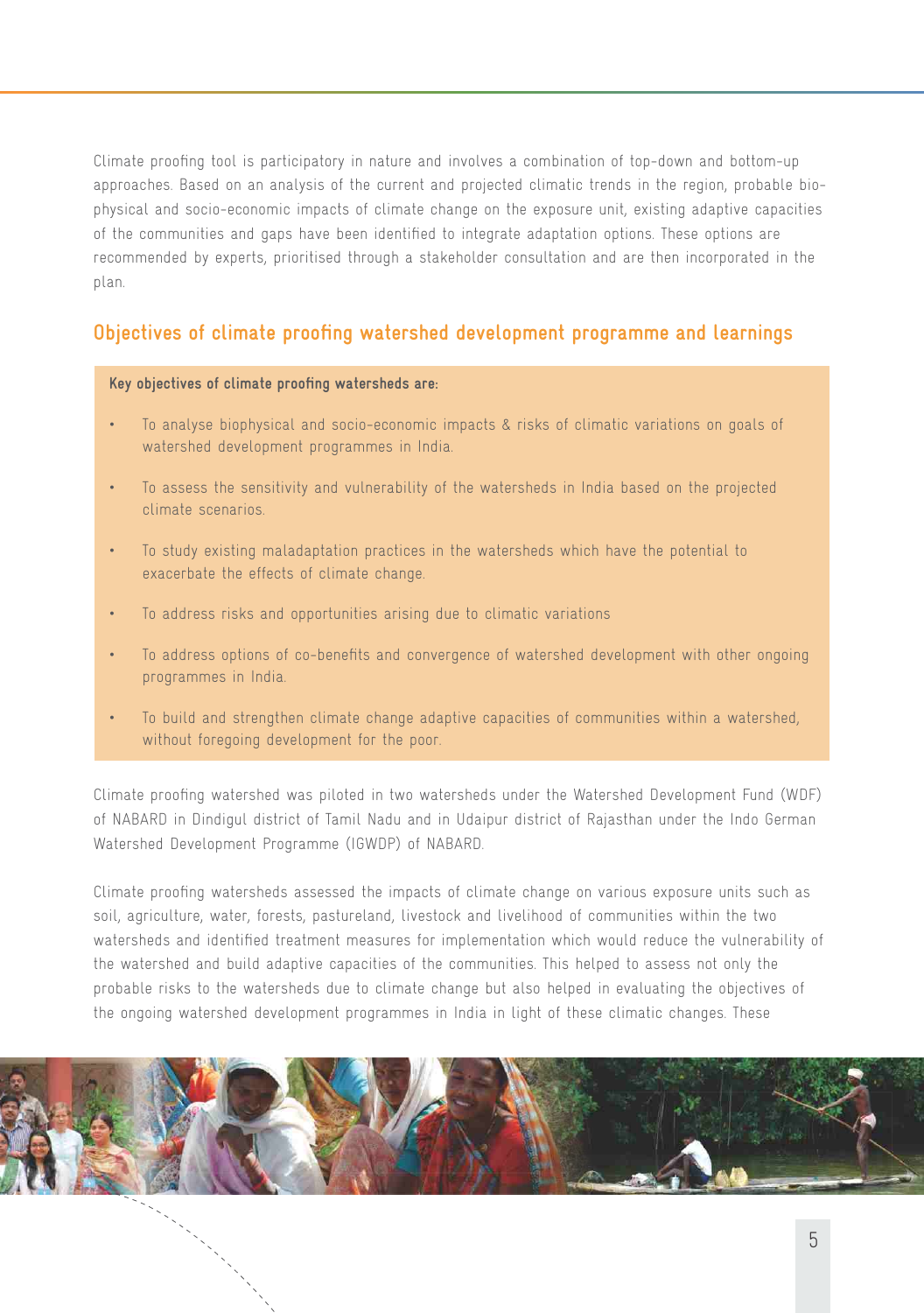Climate proofing tool is participatory in nature and involves a combination of top-down and bottom-up approaches. Based on an analysis of the current and projected climatic trends in the region, probable bio-physical and socio-economic impacts of climate change on the exposure unit, existing adaptive capacities of the communities and gaps have been identified to integrate adaptation options. These options are recommended by experts, prioritised through a stakeholder consultation and are then incorporated in the plan.

## Objectives of climate proofing watershed development programme and learnings

**Key objectives of climate proofing watersheds are:**

- To analyse biophysical and socio-economic impacts & risks of climatic variations on goals of watershed development programmes in India.
- To assess the sensitivity and vulnerability of the watersheds in India based on the projected climate scenarios.
- To study existing maladaptation practices in the watersheds which have the potential to exacerbate the effects of climate change.
- To address risks and opportunities arising due to climatic variations
- To address options of co-benefits and convergence of watershed development with other ongoing programmes in India.
- To build and strengthen climate change adaptive capacities of communities within a watershed, without foregoing development for the poor.

Climate proofing watershed was piloted in two watersheds under the Watershed Development Fund (WDF) of NABARD in Dindigul district of Tamil Nadu and in Udaipur district of Rajasthan under the Indo German Watershed Development Programme (IGWDP) of NABARD.

Climate proofing watersheds assessed the impacts of climate change on various exposure units such as soil, agriculture, water, forests, pastureland, livestock and livelihood of communities within the two watersheds and identified treatment measures for implementation which would reduce the vulnerability of the watershed and build adaptive capacities of the communities. This helped to assess not only the probable risks to the watersheds due to climate change but also helped in evaluating the objectives of the ongoing watershed development programmes in India in light of these climatic changes. These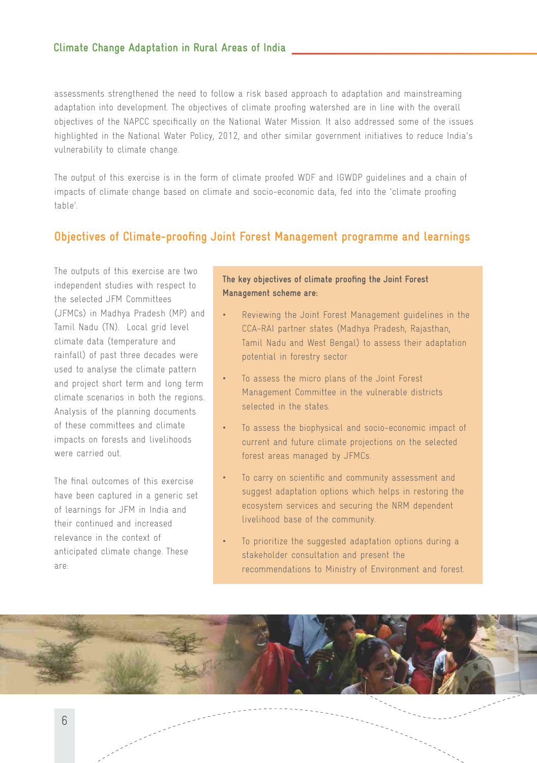assessments strengthened the need to follow a risk based approach to adaptation and mainstreaming adaptation into development. The objectives of climate proofing watershed are in line with the overall objectives of the NAPCC specifically on the National Water Mission. It also addressed some of the issues highlighted in the National Water Policy, 2012, and other similar government initiatives to reduce India's vulnerability to climate change.

The output of this exercise is in the form of climate proofed WDF and IGWDP guidelines and a chain of impacts of climate change based on climate and socio-economic data, fed into the 'climate proofing table'.

## Objectives of Climate-proofing Joint Forest Management programme and learnings

The outputs of this exercise are two independent studies with respect to the selected JFM Committees (JFMCs) in Madhya Pradesh (MP) and Tamil Nadu (TN). Local grid level climate data (temperature and rainfall) of past three decades were used to analyse the climate pattern and project short term and long term climate scenarios in both the regions. Analysis of the planning documents of these committees and climate impacts on forests and livelihoods were carried out.

The final outcomes of this exercise have been captured in a generic set of learnings for JFM in India and their continued and increased relevance in the context of anticipated climate change. These are:

**The key objectives of climate proofing the Joint Forest Management scheme are:**

- Reviewing the Joint Forest Management guidelines in the CCA-RAI partner states (Madhya Pradesh, Rajasthan, Tamil Nadu and West Bengal) to assess their adaptation potential in forestry sector
- To assess the micro plans of the Joint Forest Management Committee in the vulnerable districts selected in the states.
- To assess the biophysical and socio-economic impact of current and future climate projections on the selected forest areas managed by JFMCs.
- To carry on scientific and community assessment and suggest adaptation options which helps in restoring the ecosystem services and securing the NRM dependent livelihood base of the community.
- To prioritize the suggested adaptation options during a stakeholder consultation and present the recommendations to Ministry of Environment and forest.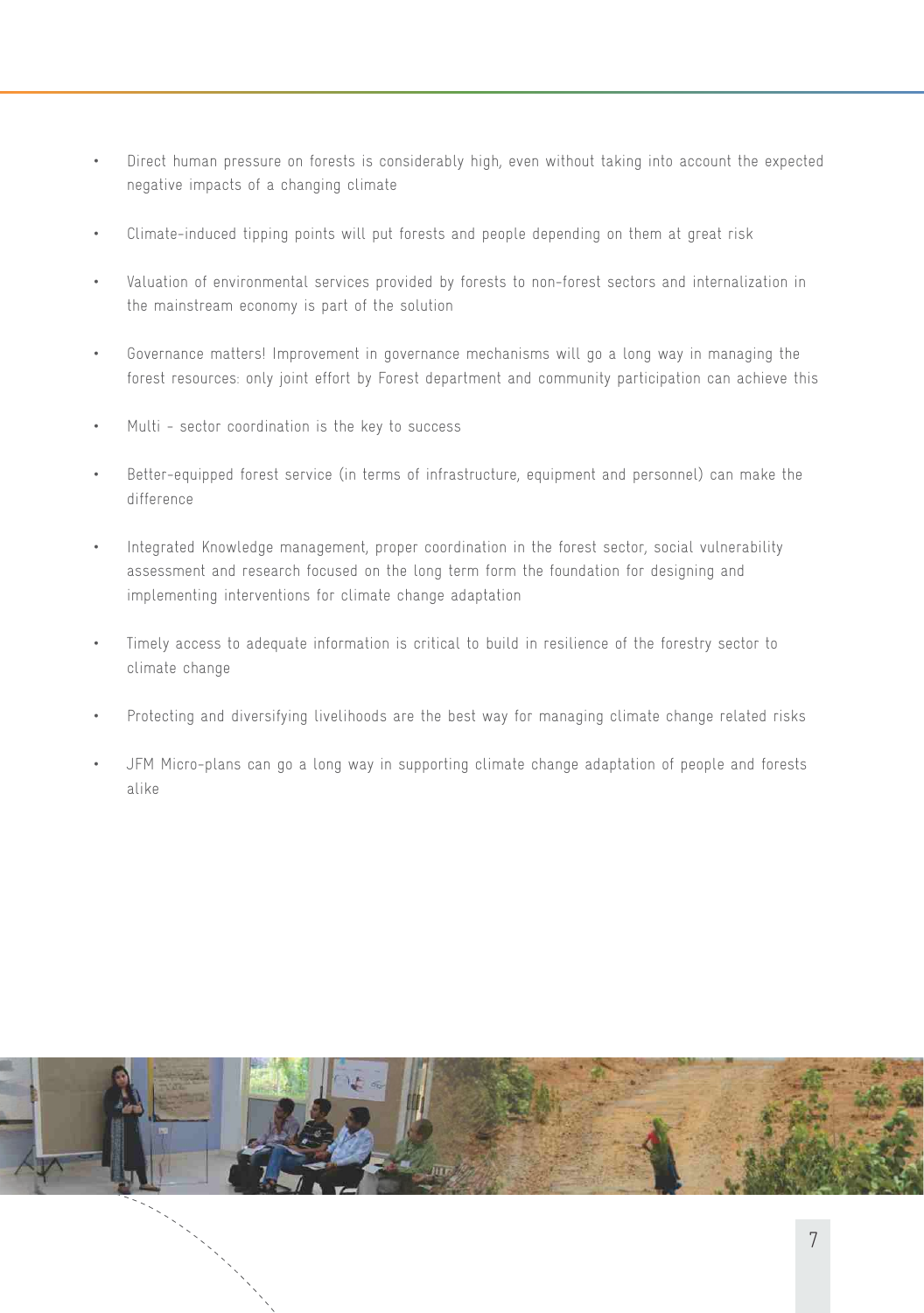- Direct human pressure on forests is considerably high, even without taking into account the expected negative impacts of a changing climate
- Climate-induced tipping points will put forests and people depending on them at great risk
- Valuation of environmental services provided by forests to non-forest sectors and internalization in the mainstream economy is part of the solution
- Governance matters! Improvement in governance mechanisms will go a long way in managing the forest resources: only joint effort by Forest department and community participation can achieve this
- Multi - sector coordination is the key to success
- Better-equipped forest service (in terms of infrastructure, equipment and personnel) can make the difference
- Integrated Knowledge management, proper coordination in the forest sector, social vulnerability assessment and research focused on the long term form the foundation for designing and implementing interventions for climate change adaptation
- Timely access to adequate information is critical to build in resilience of the forestry sector to climate change
- Protecting and diversifying livelihoods are the best way for managing climate change related risks
- JFM Micro-plans can go a long way in supporting climate change adaptation of people and forests alike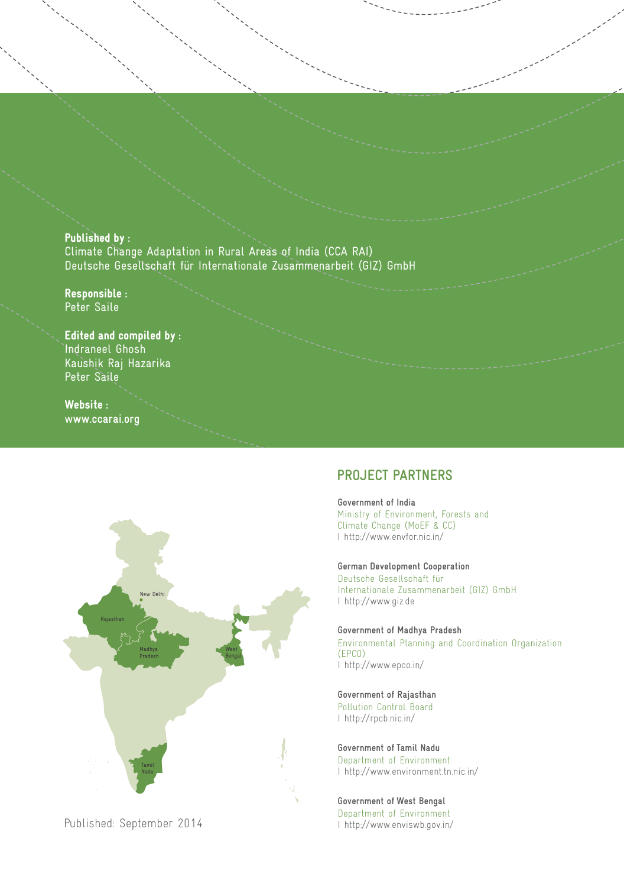**Published by :**
Climate Change Adaptation in Rural Areas of India (CCA RAI)
Deutsche Gesellschaft für Internationale Zusammenarbeit (GIZ) GmbH

**Responsible :**
Peter Saile

**Edited and compiled by :**
Indraneel Ghosh
Kaushik Raj Hazarika
Peter Saile

**Website :**
**www.ccarai.org**

New Delhi
Rajasthan
Madhya Pradesh
West Bengal
Tamil Nadu

Published: September 2014

## PROJECT PARTNERS

**Government of India**
Ministry of Environment, Forests and Climate Change (MoEF & CC)
I http://www.envfor.nic.in/

**German Development Cooperation**
Deutsche Gesellschaft für Internationale Zusammenarbeit (GIZ) GmbH
I http://www.giz.de

**Government of Madhya Pradesh**
Environmental Planning and Coordination Organization (EPCO)
I http://www.epco.in/

**Government of Rajasthan**
Pollution Control Board
I http://rpcb.nic.in/

**Government of Tamil Nadu**
Department of Environment
I http://www.environment.tn.nic.in/

**Government of West Bengal**
Department of Environment
I http://www.enviswb.gov.in/